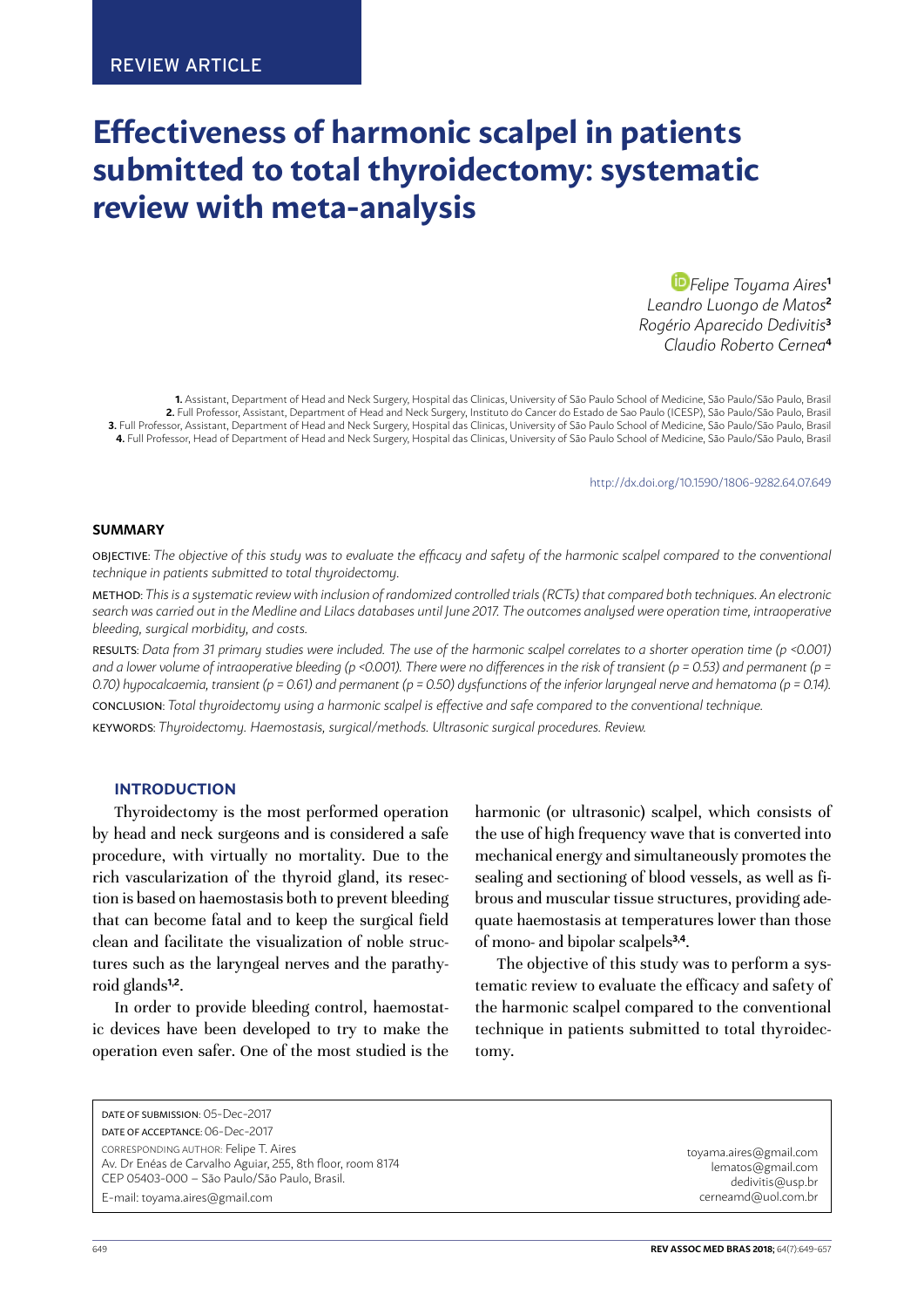REVIEW ARTICLE

# Effectiveness of harmonic scalpel in patients submitted to total thyroidectomy: systematic review with meta-analysis

Felipe Toyama Aires[1]
Leandro Luongo de Matos[2]
Rogério Aparecido Dedivitis[3]
Claudio Roberto Cernea[4]

**1.** Assistant, Department of Head and Neck Surgery, Hospital das Clinicas, University of São Paulo School of Medicine, São Paulo/São Paulo, Brasil
**2.** Full Professor, Assistant, Department of Head and Neck Surgery, Instituto do Cancer do Estado de Sao Paulo (ICESP), São Paulo/São Paulo, Brasil
**3.** Full Professor, Assistant, Department of Head and Neck Surgery, Hospital das Clinicas, University of São Paulo School of Medicine, São Paulo/São Paulo, Brasil
**4.** Full Professor, Head of Department of Head and Neck Surgery, Hospital das Clinicas, University of São Paulo School of Medicine, São Paulo/São Paulo, Brasil

http://dx.doi.org/10.1590/1806-9282.64.07.649

## SUMMARY

OBJECTIVE: *The objective of this study was to evaluate the efficacy and safety of the harmonic scalpel compared to the conventional technique in patients submitted to total thyroidectomy.*

METHOD: *This is a systematic review with inclusion of randomized controlled trials (RCTs) that compared both techniques. An electronic search was carried out in the Medline and Lilacs databases until June 2017. The outcomes analysed were operation time, intraoperative bleeding, surgical morbidity, and costs.*

RESULTS: *Data from 31 primary studies were included. The use of the harmonic scalpel correlates to a shorter operation time ($p < 0.001$) and a lower volume of intraoperative bleeding ($p < 0.001$). There were no differences in the risk of transient ($p = 0.53$) and permanent ($p = 0.70$) hypocalcaemia, transient ($p = 0.61$) and permanent ($p = 0.50$) dysfunctions of the inferior laryngeal nerve and hematoma ($p = 0.14$).*

CONCLUSION: *Total thyroidectomy using a harmonic scalpel is effective and safe compared to the conventional technique.*

KEYWORDS: *Thyroidectomy. Haemostasis, surgical/methods. Ultrasonic surgical procedures. Review.*

## INTRODUCTION

Thyroidectomy is the most performed operation by head and neck surgeons and is considered a safe procedure, with virtually no mortality. Due to the rich vascularization of the thyroid gland, its resection is based on haemostasis both to prevent bleeding that can become fatal and to keep the surgical field clean and facilitate the visualization of noble structures such as the laryngeal nerves and the parathyroid glands[1,2].

In order to provide bleeding control, haemostatic devices have been developed to try to make the operation even safer. One of the most studied is the harmonic (or ultrasonic) scalpel, which consists of the use of high frequency wave that is converted into mechanical energy and simultaneously promotes the sealing and sectioning of blood vessels, as well as fibrous and muscular tissue structures, providing adequate haemostasis at temperatures lower than those of mono- and bipolar scalpels[3,4].

The objective of this study was to perform a systematic review to evaluate the efficacy and safety of the harmonic scalpel compared to the conventional technique in patients submitted to total thyroidectomy.

DATE OF SUBMISSION: 05-Dec-2017
DATE OF ACCEPTANCE: 06-Dec-2017
CORRESPONDING AUTHOR: Felipe T. Aires
Av. Dr Enéas de Carvalho Aguiar, 255, 8th floor, room 8174
CEP 05403-000 – São Paulo/São Paulo, Brasil.
E-mail: toyama.aires@gmail.com

toyama.aires@gmail.com
lematos@gmail.com
dedivitis@usp.br
cerneamd@uol.com.br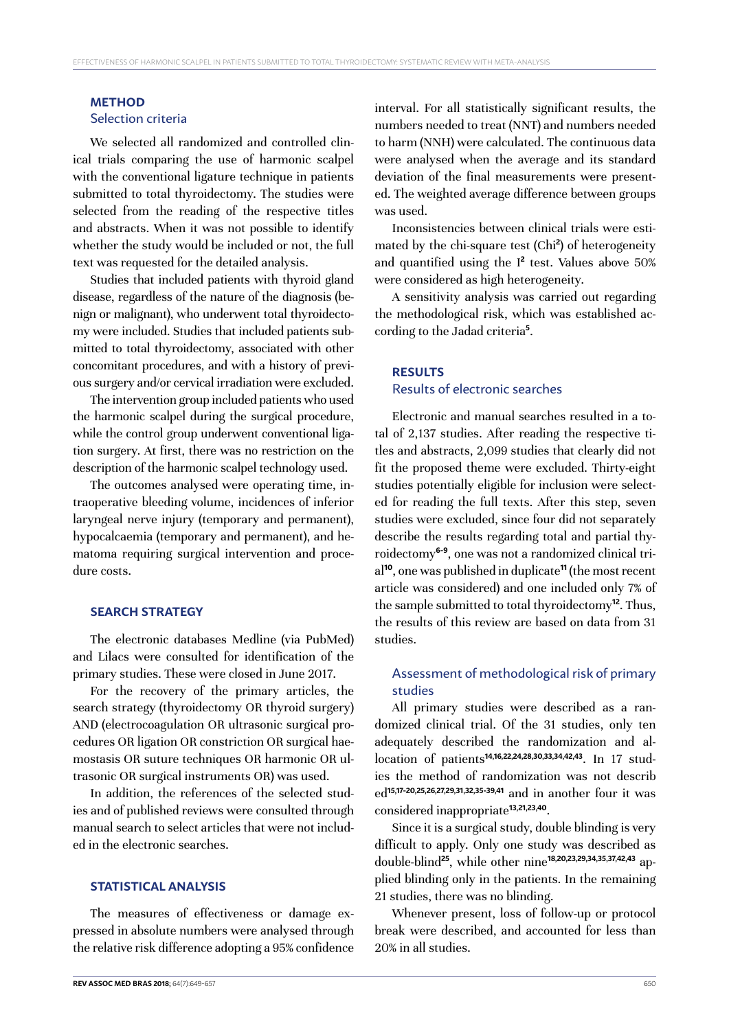## METHOD

### Selection criteria

We selected all randomized and controlled clinical trials comparing the use of harmonic scalpel with the conventional ligature technique in patients submitted to total thyroidectomy. The studies were selected from the reading of the respective titles and abstracts. When it was not possible to identify whether the study would be included or not, the full text was requested for the detailed analysis.

Studies that included patients with thyroid gland disease, regardless of the nature of the diagnosis (benign or malignant), who underwent total thyroidectomy were included. Studies that included patients submitted to total thyroidectomy, associated with other concomitant procedures, and with a history of previous surgery and/or cervical irradiation were excluded.

The intervention group included patients who used the harmonic scalpel during the surgical procedure, while the control group underwent conventional ligation surgery. At first, there was no restriction on the description of the harmonic scalpel technology used.

The outcomes analysed were operating time, intraoperative bleeding volume, incidences of inferior laryngeal nerve injury (temporary and permanent), hypocalcaemia (temporary and permanent), and hematoma requiring surgical intervention and procedure costs.

### SEARCH STRATEGY

The electronic databases Medline (via PubMed) and Lilacs were consulted for identification of the primary studies. These were closed in June 2017.

For the recovery of the primary articles, the search strategy (thyroidectomy OR thyroid surgery) AND (electrocoagulation OR ultrasonic surgical procedures OR ligation OR constriction OR surgical haemostasis OR suture techniques OR harmonic OR ultrasonic OR surgical instruments OR) was used.

In addition, the references of the selected studies and of published reviews were consulted through manual search to select articles that were not included in the electronic searches.

### STATISTICAL ANALYSIS

The measures of effectiveness or damage expressed in absolute numbers were analysed through the relative risk difference adopting a 95% confidence interval. For all statistically significant results, the numbers needed to treat (NNT) and numbers needed to harm (NNH) were calculated. The continuous data were analysed when the average and its standard deviation of the final measurements were presented. The weighted average difference between groups was used.

Inconsistencies between clinical trials were estimated by the chi-square test ($Chi^2$) of heterogeneity and quantified using the $I^2$ test. Values above 50% were considered as high heterogeneity.

A sensitivity analysis was carried out regarding the methodological risk, which was established according to the Jadad criteria[5].

## RESULTS

### Results of electronic searches

Electronic and manual searches resulted in a total of 2,137 studies. After reading the respective titles and abstracts, 2,099 studies that clearly did not fit the proposed theme were excluded. Thirty-eight studies potentially eligible for inclusion were selected for reading the full texts. After this step, seven studies were excluded, since four did not separately describe the results regarding total and partial thyroidectomy[6-9], one was not a randomized clinical trial[10], one was published in duplicate[11] (the most recent article was considered) and one included only 7% of the sample submitted to total thyroidectomy[12]. Thus, the results of this review are based on data from 31 studies.

### Assessment of methodological risk of primary studies

All primary studies were described as a randomized clinical trial. Of the 31 studies, only ten adequately described the randomization and allocation of patients[14,16,22,24,28,30,33,34,42,43]. In 17 studies the method of randomization was not described[15,17-20,25,26,27,29,31,32,35-39,41] and in another four it was considered inappropriate[13,21,23,40].

Since it is a surgical study, double blinding is very difficult to apply. Only one study was described as double-blind[25], while other nine[18,20,23,29,34,35,37,42,43] applied blinding only in the patients. In the remaining 21 studies, there was no blinding.

Whenever present, loss of follow-up or protocol break were described, and accounted for less than 20% in all studies.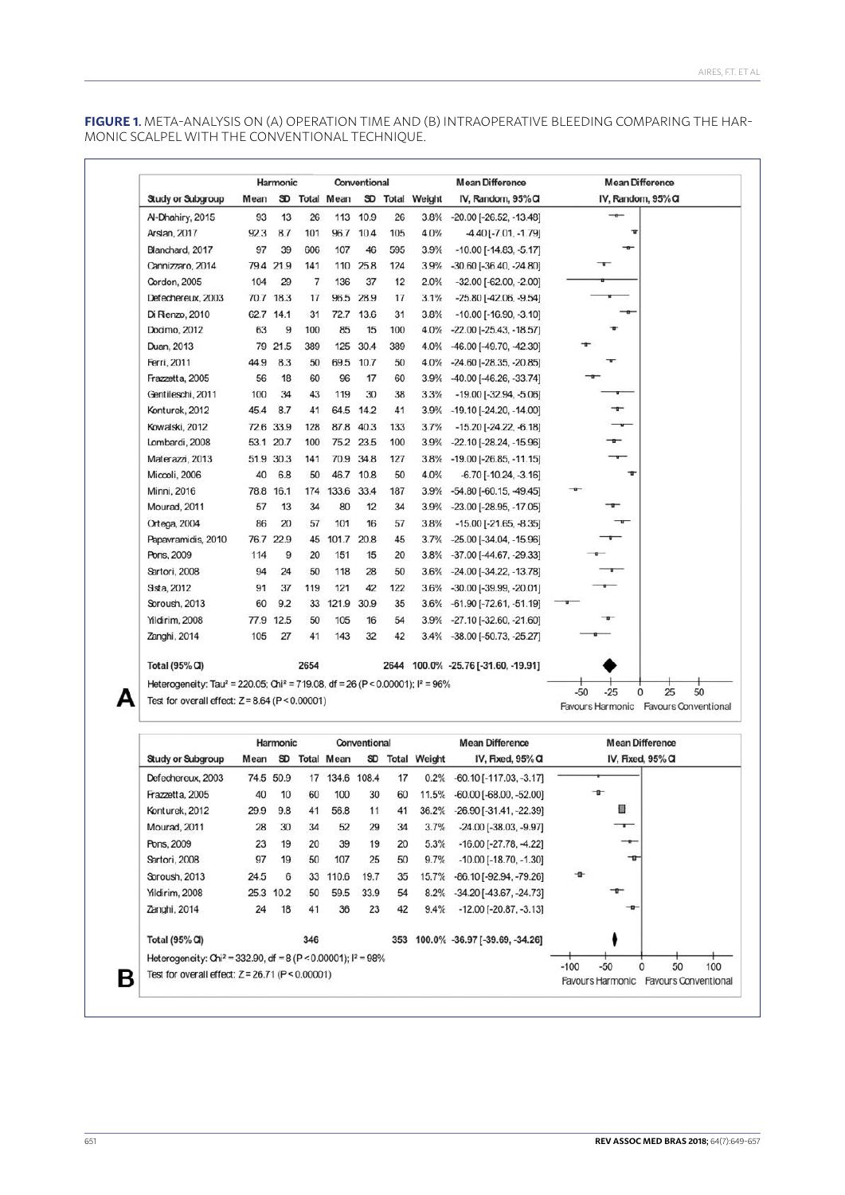**FIGURE 1.** META-ANALYSIS ON (A) OPERATION TIME AND (B) INTRAOPERATIVE BLEEDING COMPARING THE HARMONIC SCALPEL WITH THE CONVENTIONAL TECHNIQUE.

| Study or Subgroup | Harmonic Mean | SD | Total | Conventional Mean | SD | Total | Weight | Mean Difference IV, Random, 95% CI |
|---|---|---|---|---|---|---|---|---|
| Al-Dhahiry, 2015 | 93 | 13 | 26 | 113 | 10.9 | 26 | 3.8% | -20.00 [-26.52, -13.48] |
| Arslan, 2017 | 92.3 | 8.7 | 101 | 96.7 | 10.4 | 105 | 4.0% | -4.40 [-7.01, -1.79] |
| Blanchard, 2017 | 97 | 39 | 606 | 107 | 46 | 595 | 3.9% | -10.00 [-14.83, -5.17] |
| Cannizzaro, 2014 | 79.4 | 21.9 | 141 | 110 | 25.8 | 124 | 3.9% | -30.60 [-36.40, -24.80] |
| Cordon, 2005 | 104 | 29 | 7 | 136 | 37 | 12 | 2.0% | -32.00 [-62.00, -2.00] |
| Defechereux, 2003 | 70.7 | 18.3 | 17 | 96.5 | 28.9 | 17 | 3.1% | -25.80 [-42.06, -9.54] |
| Di Renzo, 2010 | 62.7 | 14.1 | 31 | 72.7 | 13.6 | 31 | 3.8% | -10.00 [-16.90, -3.10] |
| Docimo, 2012 | 63 | 9 | 100 | 85 | 15 | 100 | 4.0% | -22.00 [-25.43, -18.57] |
| Duan, 2013 | 79 | 21.5 | 389 | 125 | 30.4 | 389 | 4.0% | -46.00 [-49.70, -42.30] |
| Ferri, 2011 | 44.9 | 8.3 | 50 | 69.5 | 10.7 | 50 | 4.0% | -24.60 [-28.35, -20.85] |
| Frazzetta, 2005 | 56 | 18 | 60 | 96 | 17 | 60 | 3.9% | -40.00 [-46.26, -33.74] |
| Gentileschi, 2011 | 100 | 34 | 43 | 119 | 30 | 38 | 3.3% | -19.00 [-32.94, -5.06] |
| Konturek, 2012 | 45.4 | 8.7 | 41 | 64.5 | 14.2 | 41 | 3.9% | -19.10 [-24.20, -14.00] |
| Kowalski, 2012 | 72.6 | 33.9 | 128 | 87.8 | 40.3 | 133 | 3.7% | -15.20 [-24.22, -6.18] |
| Lombardi, 2008 | 53.1 | 20.7 | 100 | 75.2 | 23.5 | 100 | 3.9% | -22.10 [-28.24, -15.96] |
| Materazzi, 2013 | 51.9 | 30.3 | 141 | 70.9 | 34.8 | 127 | 3.8% | -19.00 [-26.85, -11.15] |
| Miccoli, 2006 | 40 | 6.8 | 50 | 46.7 | 10.8 | 50 | 4.0% | -6.70 [-10.24, -3.16] |
| Minni, 2016 | 78.8 | 16.1 | 174 | 133.6 | 33.4 | 187 | 3.9% | -54.80 [-60.15, -49.45] |
| Mourad, 2011 | 57 | 13 | 34 | 80 | 12 | 34 | 3.9% | -23.00 [-28.95, -17.05] |
| Ortega, 2004 | 86 | 20 | 57 | 101 | 16 | 57 | 3.8% | -15.00 [-21.65, -8.35] |
| Papavramidis, 2010 | 76.7 | 22.9 | 45 | 101.7 | 20.8 | 45 | 3.7% | -25.00 [-34.04, -15.96] |
| Pons, 2009 | 114 | 9 | 20 | 151 | 15 | 20 | 3.8% | -37.00 [-44.67, -29.33] |
| Sartori, 2008 | 94 | 24 | 50 | 118 | 28 | 50 | 3.6% | -24.00 [-34.22, -13.78] |
| Sista, 2012 | 91 | 37 | 119 | 121 | 42 | 122 | 3.6% | -30.00 [-39.99, -20.01] |
| Soroush, 2013 | 60 | 9.2 | 33 | 121.9 | 30.9 | 35 | 3.6% | -61.90 [-72.61, -51.19] |
| Yildirim, 2008 | 77.9 | 12.5 | 50 | 105 | 16 | 54 | 3.9% | -27.10 [-32.60, -21.60] |
| Zanghi, 2014 | 105 | 27 | 41 | 143 | 32 | 42 | 3.4% | -38.00 [-50.73, -25.27] |
| **Total (95% CI)** | | | 2654 | | | 2644 | 100.0% | -25.76 [-31.60, -19.91] |

Heterogeneity: Tau² = 220.05; Chi² = 719.08, df = 26 (P < 0.00001); I² = 96%
Test for overall effect: Z = 8.64 (P < 0.00001)

Favours Harmonic | Favours Conventional

**A**

| Study or Subgroup | Harmonic Mean | SD | Total | Conventional Mean | SD | Total | Weight | Mean Difference IV, Fixed, 95% CI |
|---|---|---|---|---|---|---|---|---|
| Defechereux, 2003 | 74.5 | 50.9 | 17 | 134.6 | 108.4 | 17 | 0.2% | -60.10 [-117.03, -3.17] |
| Frazzetta, 2005 | 40 | 10 | 60 | 100 | 30 | 60 | 11.5% | -60.00 [-68.00, -52.00] |
| Konturek, 2012 | 29.9 | 9.8 | 41 | 56.8 | 11 | 41 | 36.2% | -26.90 [-31.41, -22.39] |
| Mourad, 2011 | 28 | 30 | 34 | 52 | 29 | 34 | 3.7% | -24.00 [-38.03, -9.97] |
| Pons, 2009 | 23 | 19 | 20 | 39 | 19 | 20 | 5.3% | -16.00 [-27.78, -4.22] |
| Sartori, 2008 | 97 | 19 | 50 | 107 | 25 | 50 | 9.7% | -10.00 [-18.70, -1.30] |
| Soroush, 2013 | 24.5 | 6 | 33 | 110.6 | 19.7 | 35 | 15.7% | -86.10 [-92.94, -79.26] |
| Yildirim, 2008 | 25.3 | 10.2 | 50 | 59.5 | 33.9 | 54 | 8.2% | -34.20 [-43.67, -24.73] |
| Zanghi, 2014 | 24 | 18 | 41 | 36 | 23 | 42 | 9.4% | -12.00 [-20.87, -3.13] |
| **Total (95% CI)** | | | 346 | | | 353 | 100.0% | -36.97 [-39.69, -34.26] |

Heterogeneity: Chi² = 332.90, df = 8 (P < 0.00001); I² = 98%
Test for overall effect: Z = 26.71 (P < 0.00001)

Favours Harmonic | Favours Conventional

**B**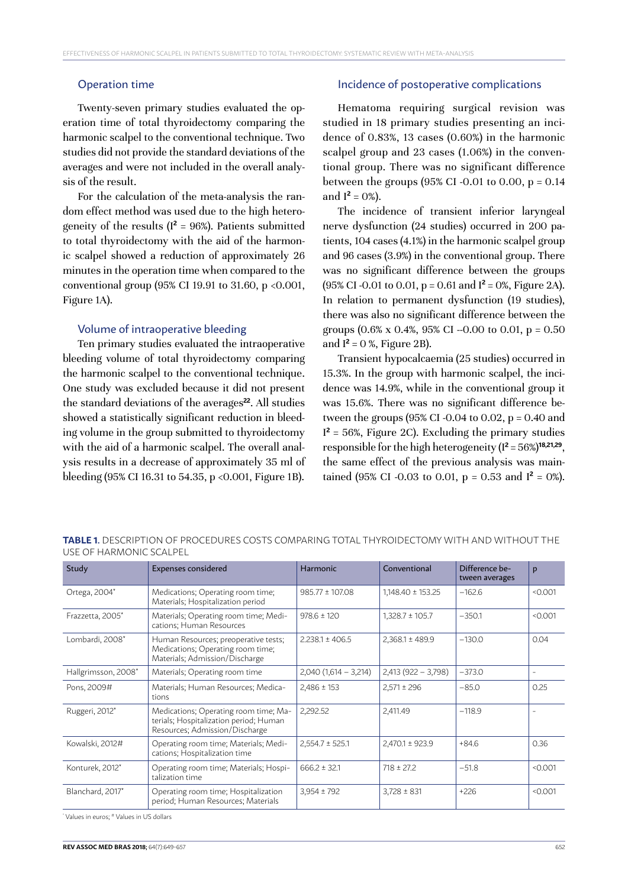## Operation time

Twenty-seven primary studies evaluated the operation time of total thyroidectomy comparing the harmonic scalpel to the conventional technique. Two studies did not provide the standard deviations of the averages and were not included in the overall analysis of the result.

For the calculation of the meta-analysis the random effect method was used due to the high heterogeneity of the results ($I^2$ = 96%). Patients submitted to total thyroidectomy with the aid of the harmonic scalpel showed a reduction of approximately 26 minutes in the operation time when compared to the conventional group (95% CI 19.91 to 31.60, p <0.001, Figure 1A).

## Volume of intraoperative bleeding

Ten primary studies evaluated the intraoperative bleeding volume of total thyroidectomy comparing the harmonic scalpel to the conventional technique. One study was excluded because it did not present the standard deviations of the averages[22]. All studies showed a statistically significant reduction in bleeding volume in the group submitted to thyroidectomy with the aid of a harmonic scalpel. The overall analysis results in a decrease of approximately 35 ml of bleeding (95% CI 16.31 to 54.35, p <0.001, Figure 1B).

## Incidence of postoperative complications

Hematoma requiring surgical revision was studied in 18 primary studies presenting an incidence of 0.83%, 13 cases (0.60%) in the harmonic scalpel group and 23 cases (1.06%) in the conventional group. There was no significant difference between the groups (95% CI -0.01 to 0.00, p = 0.14 and $I^2$ = 0%).

The incidence of transient inferior laryngeal nerve dysfunction (24 studies) occurred in 200 patients, 104 cases (4.1%) in the harmonic scalpel group and 96 cases (3.9%) in the conventional group. There was no significant difference between the groups (95% CI -0.01 to 0.01, p = 0.61 and $I^2$ = 0%, Figure 2A). In relation to permanent dysfunction (19 studies), there was also no significant difference between the groups (0.6% x 0.4%, 95% CI --0.00 to 0.01, p = 0.50 and $I^2$ = 0 %, Figure 2B).

Transient hypocalcaemia (25 studies) occurred in 15.3%. In the group with harmonic scalpel, the incidence was 14.9%, while in the conventional group it was 15.6%. There was no significant difference between the groups (95% CI -0.04 to 0.02, p = 0.40 and $I^2$ = 56%, Figure 2C). Excluding the primary studies responsible for the high heterogeneity ($I^2$ = 56%)[18,21,29], the same effect of the previous analysis was maintained (95% CI -0.03 to 0.01, p = 0.53 and $I^2$ = 0%).

**TABLE 1.** DESCRIPTION OF PROCEDURES COSTS COMPARING TOTAL THYROIDECTOMY WITH AND WITHOUT THE USE OF HARMONIC SCALPEL

| Study | Expenses considered | Harmonic | Conventional | Difference between averages | p |
|---|---|---|---|---|---|
| Ortega, 2004* | Medications; Operating room time; Materials; Hospitalization period | 985.77 ± 107.08 | 1,148.40 ± 153.25 | −162.6 | <0.001 |
| Frazzetta, 2005* | Materials; Operating room time; Medications; Human Resources | 978.6 ± 120 | 1,328.7 ± 105.7 | −350.1 | <0.001 |
| Lombardi, 2008* | Human Resources; preoperative tests; Medications; Operating room time; Materials; Admission/Discharge | 2.238.1 ± 406.5 | 2,368.1 ± 489.9 | −130.0 | 0.04 |
| Hallgrimsson, 2008* | Materials; Operating room time | 2,040 (1,614 – 3,214) | 2,413 (922 – 3,798) | −373.0 | - |
| Pons, 2009# | Materials; Human Resources; Medications | 2,486 ± 153 | 2,571 ± 296 | −85.0 | 0.25 |
| Ruggeri, 2012* | Medications; Operating room time; Materials; Hospitalization period; Human Resources; Admission/Discharge | 2,292.52 | 2,411.49 | −118.9 | - |
| Kowalski, 2012# | Operating room time; Materials; Medications; Hospitalization time | 2,554.7 ± 525.1 | 2,470.1 ± 923.9 | +84.6 | 0.36 |
| Konturek, 2012* | Operating room time; Materials; Hospitalization time | 666.2 ± 32.1 | 718 ± 27.2 | −51.8 | <0.001 |
| Blanchard, 2017* | Operating room time; Hospitalization period; Human Resources; Materials | 3,954 ± 792 | 3,728 ± 831 | +226 | <0.001 |

* Values in euros; # Values in US dollars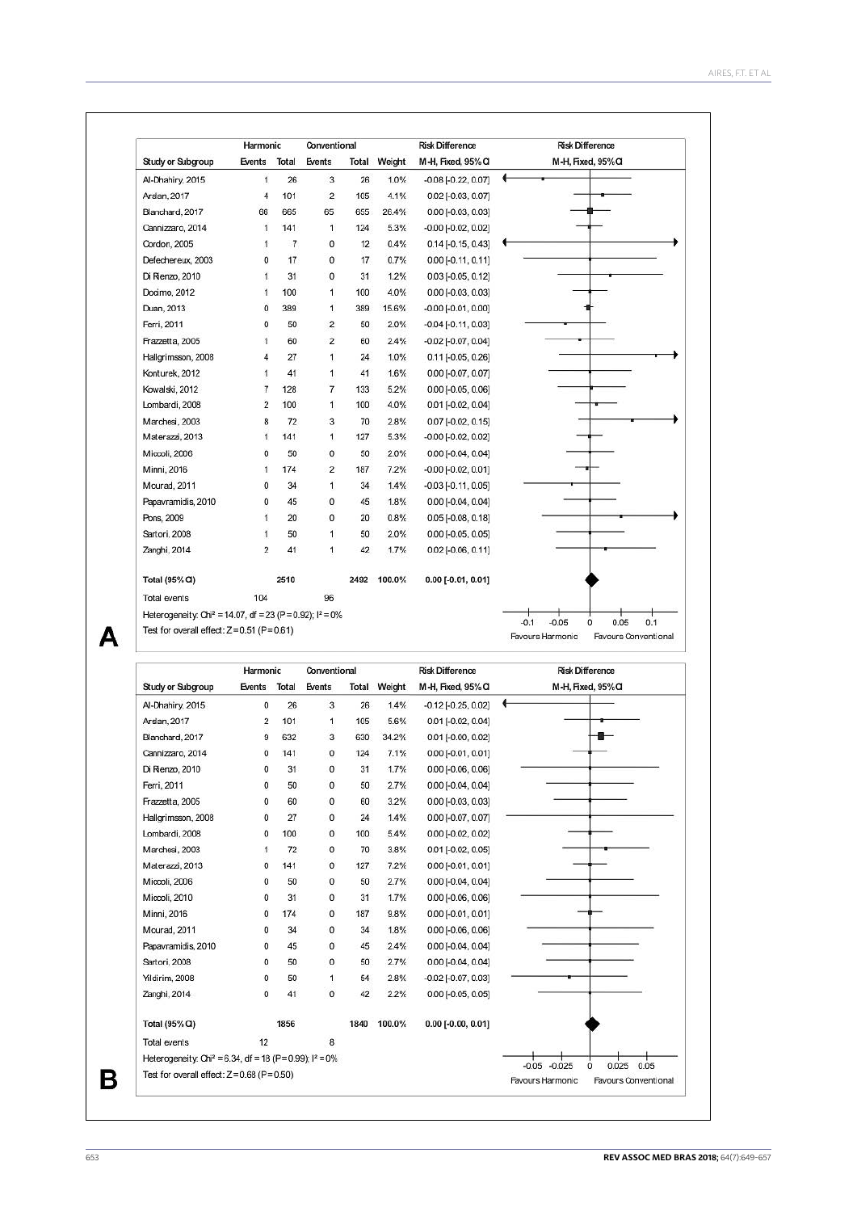**A**

| Study or Subgroup | Harmonic Events | Harmonic Total | Conventional Events | Conventional Total | Weight | Risk Difference M-H, Fixed, 95% CI |
|---|---|---|---|---|---|---|
| Al-Dhahiry, 2015 | 1 | 26 | 3 | 26 | 1.0% | -0.08 [-0.22, 0.07] |
| Arslan, 2017 | 4 | 101 | 2 | 105 | 4.1% | 0.02 [-0.03, 0.07] |
| Blanchard, 2017 | 66 | 665 | 65 | 655 | 26.4% | 0.00 [-0.03, 0.03] |
| Cannizzaro, 2014 | 1 | 141 | 1 | 124 | 5.3% | -0.00 [-0.02, 0.02] |
| Cordon, 2005 | 1 | 7 | 0 | 12 | 0.4% | 0.14 [-0.15, 0.43] |
| Defechereux, 2003 | 0 | 17 | 0 | 17 | 0.7% | 0.00 [-0.11, 0.11] |
| Di Renzo, 2010 | 1 | 31 | 0 | 31 | 1.2% | 0.03 [-0.05, 0.12] |
| Docimo, 2012 | 1 | 100 | 1 | 100 | 4.0% | 0.00 [-0.03, 0.03] |
| Duan, 2013 | 0 | 389 | 1 | 389 | 15.6% | -0.00 [-0.01, 0.00] |
| Ferri, 2011 | 0 | 50 | 2 | 50 | 2.0% | -0.04 [-0.11, 0.03] |
| Frazzetta, 2005 | 1 | 60 | 2 | 60 | 2.4% | -0.02 [-0.07, 0.04] |
| Hallgrimsson, 2008 | 4 | 27 | 1 | 24 | 1.0% | 0.11 [-0.05, 0.26] |
| Konturek, 2012 | 1 | 41 | 1 | 41 | 1.6% | 0.00 [-0.07, 0.07] |
| Kowalski, 2012 | 7 | 128 | 7 | 133 | 5.2% | 0.00 [-0.05, 0.06] |
| Lombardi, 2008 | 2 | 100 | 1 | 100 | 4.0% | 0.01 [-0.02, 0.04] |
| Marchesi, 2003 | 8 | 72 | 3 | 70 | 2.8% | 0.07 [-0.02, 0.15] |
| Materazzi, 2013 | 1 | 141 | 1 | 127 | 5.3% | -0.00 [-0.02, 0.02] |
| Miccoli, 2006 | 0 | 50 | 0 | 50 | 2.0% | 0.00 [-0.04, 0.04] |
| Minni, 2016 | 1 | 174 | 2 | 187 | 7.2% | -0.00 [-0.02, 0.01] |
| Mourad, 2011 | 0 | 34 | 1 | 34 | 1.4% | -0.03 [-0.11, 0.05] |
| Papavramidis, 2010 | 0 | 45 | 0 | 45 | 1.8% | 0.00 [-0.04, 0.04] |
| Pons, 2009 | 1 | 20 | 0 | 20 | 0.8% | 0.05 [-0.08, 0.18] |
| Sartori, 2008 | 1 | 50 | 1 | 50 | 2.0% | 0.00 [-0.05, 0.05] |
| Zanghi, 2014 | 2 | 41 | 1 | 42 | 1.7% | 0.02 [-0.06, 0.11] |
| **Total (95% CI)** | | **2510** | | **2492** | **100.0%** | **0.00 [-0.01, 0.01]** |
| Total events | 104 | | 96 | | | |

Heterogeneity: $Chi^2 = 14.07$, df = 23 (P = 0.92); $I^2 = 0\%$

Test for overall effect: Z = 0.51 (P = 0.61)

Favours Harmonic | Favours Conventional

**B**

| Study or Subgroup | Harmonic Events | Harmonic Total | Conventional Events | Conventional Total | Weight | Risk Difference M-H, Fixed, 95% CI |
|---|---|---|---|---|---|---|
| Al-Dhahiry, 2015 | 0 | 26 | 3 | 26 | 1.4% | -0.12 [-0.25, 0.02] |
| Arslan, 2017 | 2 | 101 | 1 | 105 | 5.6% | 0.01 [-0.02, 0.04] |
| Blanchard, 2017 | 9 | 632 | 3 | 630 | 34.2% | 0.01 [-0.00, 0.02] |
| Cannizzaro, 2014 | 0 | 141 | 0 | 124 | 7.1% | 0.00 [-0.01, 0.01] |
| Di Renzo, 2010 | 0 | 31 | 0 | 31 | 1.7% | 0.00 [-0.06, 0.06] |
| Ferri, 2011 | 0 | 50 | 0 | 50 | 2.7% | 0.00 [-0.04, 0.04] |
| Frazzetta, 2005 | 0 | 60 | 0 | 60 | 3.2% | 0.00 [-0.03, 0.03] |
| Hallgrimsson, 2008 | 0 | 27 | 0 | 24 | 1.4% | 0.00 [-0.07, 0.07] |
| Lombardi, 2008 | 0 | 100 | 0 | 100 | 5.4% | 0.00 [-0.02, 0.02] |
| Marchesi, 2003 | 1 | 72 | 0 | 70 | 3.8% | 0.01 [-0.02, 0.05] |
| Materazzi, 2013 | 0 | 141 | 0 | 127 | 7.2% | 0.00 [-0.01, 0.01] |
| Miccoli, 2006 | 0 | 50 | 0 | 50 | 2.7% | 0.00 [-0.04, 0.04] |
| Miccoli, 2010 | 0 | 31 | 0 | 31 | 1.7% | 0.00 [-0.06, 0.06] |
| Minni, 2016 | 0 | 174 | 0 | 187 | 9.8% | 0.00 [-0.01, 0.01] |
| Mourad, 2011 | 0 | 34 | 0 | 34 | 1.8% | 0.00 [-0.06, 0.06] |
| Papavramidis, 2010 | 0 | 45 | 0 | 45 | 2.4% | 0.00 [-0.04, 0.04] |
| Sartori, 2008 | 0 | 50 | 0 | 50 | 2.7% | 0.00 [-0.04, 0.04] |
| Yildirim, 2008 | 0 | 50 | 1 | 54 | 2.8% | -0.02 [-0.07, 0.03] |
| Zanghi, 2014 | 0 | 41 | 0 | 42 | 2.2% | 0.00 [-0.05, 0.05] |
| **Total (95% CI)** | | **1856** | | **1840** | **100.0%** | **0.00 [-0.00, 0.01]** |
| Total events | 12 | | 8 | | | |

Heterogeneity: $Chi^2 = 6.34$, df = 18 (P = 0.99); $I^2 = 0\%$

Test for overall effect: Z = 0.68 (P = 0.50)

Favours Harmonic | Favours Conventional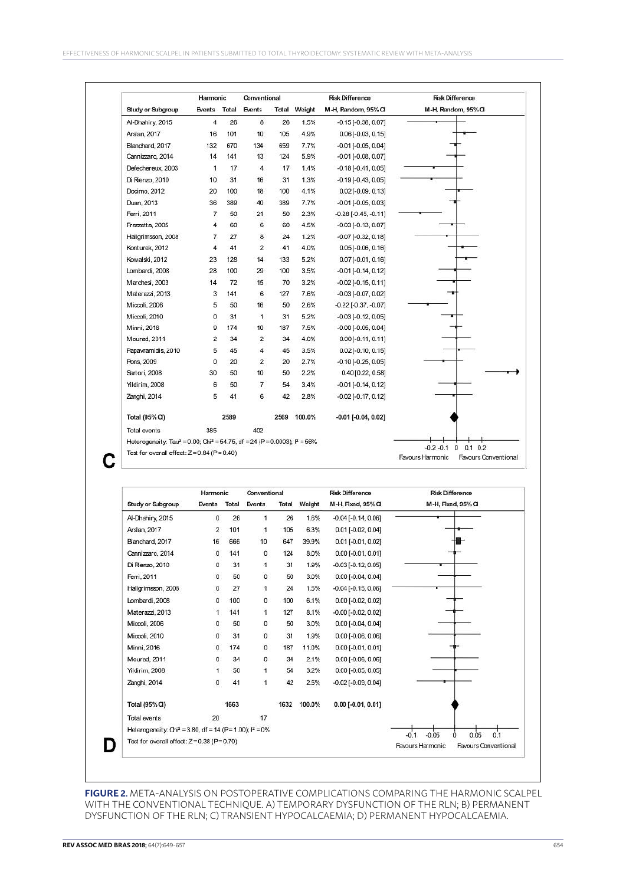**C**

| Study or Subgroup | Harmonic Events | Harmonic Total | Conventional Events | Conventional Total | Weight | Risk Difference M-H, Random, 95% CI |
|---|---|---|---|---|---|---|
| Al-Dhahiry, 2015 | 4 | 26 | 8 | 26 | 1.5% | -0.15 [-0.38, 0.07] |
| Arslan, 2017 | 16 | 101 | 10 | 105 | 4.9% | 0.06 [-0.03, 0.15] |
| Blanchard, 2017 | 132 | 670 | 134 | 659 | 7.7% | -0.01 [-0.05, 0.04] |
| Cannizzaro, 2014 | 14 | 141 | 13 | 124 | 5.9% | -0.01 [-0.08, 0.07] |
| Defechereux, 2003 | 1 | 17 | 4 | 17 | 1.4% | -0.18 [-0.41, 0.05] |
| Di Rienzo, 2010 | 10 | 31 | 16 | 31 | 1.3% | -0.19 [-0.43, 0.05] |
| Docimo, 2012 | 20 | 100 | 18 | 100 | 4.1% | 0.02 [-0.09, 0.13] |
| Duan, 2013 | 36 | 389 | 40 | 389 | 7.7% | -0.01 [-0.05, 0.03] |
| Ferri, 2011 | 7 | 50 | 21 | 50 | 2.3% | -0.28 [-0.45, -0.11] |
| Frazzetta, 2005 | 4 | 60 | 6 | 60 | 4.5% | -0.03 [-0.13, 0.07] |
| Hallgrimsson, 2008 | 7 | 27 | 8 | 24 | 1.2% | -0.07 [-0.32, 0.18] |
| Konturek, 2012 | 4 | 41 | 2 | 41 | 4.0% | 0.05 [-0.06, 0.16] |
| Kowalski, 2012 | 23 | 128 | 14 | 133 | 5.2% | 0.07 [-0.01, 0.16] |
| Lombardi, 2008 | 28 | 100 | 29 | 100 | 3.5% | -0.01 [-0.14, 0.12] |
| Marchesi, 2003 | 14 | 72 | 15 | 70 | 3.2% | -0.02 [-0.15, 0.11] |
| Materazzi, 2013 | 3 | 141 | 6 | 127 | 7.6% | -0.03 [-0.07, 0.02] |
| Miccoli, 2006 | 5 | 50 | 16 | 50 | 2.6% | -0.22 [-0.37, -0.07] |
| Miccoli, 2010 | 0 | 31 | 1 | 31 | 5.2% | -0.03 [-0.12, 0.05] |
| Minni, 2016 | 9 | 174 | 10 | 187 | 7.5% | -0.00 [-0.05, 0.04] |
| Mourad, 2011 | 2 | 34 | 2 | 34 | 4.0% | 0.00 [-0.11, 0.11] |
| Papavramidis, 2010 | 5 | 45 | 4 | 45 | 3.5% | 0.02 [-0.10, 0.15] |
| Pons, 2009 | 0 | 20 | 2 | 20 | 2.7% | -0.10 [-0.25, 0.05] |
| Sartori, 2008 | 30 | 50 | 10 | 50 | 2.2% | 0.40 [0.22, 0.58] |
| Yildirim, 2008 | 6 | 50 | 7 | 54 | 3.4% | -0.01 [-0.14, 0.12] |
| Zanghi, 2014 | 5 | 41 | 6 | 42 | 2.8% | -0.02 [-0.17, 0.12] |
| **Total (95% CI)** | | **2589** | | **2569** | **100.0%** | **-0.01 [-0.04, 0.02]** |
| Total events | 385 | | 402 | | | |

Heterogeneity: Tau² = 0.00; Chi² = 54.75, df = 24 (P = 0.0003); I² = 56%
Test for overall effect: Z = 0.84 (P = 0.40)

Favours Harmonic / Favours Conventional

**D**

| Study or Subgroup | Harmonic Events | Harmonic Total | Conventional Events | Conventional Total | Weight | Risk Difference M-H, Fixed, 95% CI |
|---|---|---|---|---|---|---|
| Al-Dhahiry, 2015 | 0 | 26 | 1 | 26 | 1.6% | -0.04 [-0.14, 0.06] |
| Arslan, 2017 | 2 | 101 | 1 | 105 | 6.3% | 0.01 [-0.02, 0.04] |
| Blanchard, 2017 | 16 | 666 | 10 | 647 | 39.9% | 0.01 [-0.01, 0.02] |
| Cannizzaro, 2014 | 0 | 141 | 0 | 124 | 8.0% | 0.00 [-0.01, 0.01] |
| Di Rienzo, 2010 | 0 | 31 | 1 | 31 | 1.9% | -0.03 [-0.12, 0.05] |
| Ferri, 2011 | 0 | 50 | 0 | 50 | 3.0% | 0.00 [-0.04, 0.04] |
| Hallgrimsson, 2008 | 0 | 27 | 1 | 24 | 1.5% | -0.04 [-0.15, 0.06] |
| Lombardi, 2008 | 0 | 100 | 0 | 100 | 6.1% | 0.00 [-0.02, 0.02] |
| Materazzi, 2013 | 1 | 141 | 1 | 127 | 8.1% | -0.00 [-0.02, 0.02] |
| Miccoli, 2006 | 0 | 50 | 0 | 50 | 3.0% | 0.00 [-0.04, 0.04] |
| Miccoli, 2010 | 0 | 31 | 0 | 31 | 1.9% | 0.00 [-0.06, 0.06] |
| Minni, 2016 | 0 | 174 | 0 | 187 | 11.0% | 0.00 [-0.01, 0.01] |
| Mourad, 2011 | 0 | 34 | 0 | 34 | 2.1% | 0.00 [-0.06, 0.06] |
| Yildirim, 2008 | 1 | 50 | 1 | 54 | 3.2% | 0.00 [-0.05, 0.05] |
| Zanghi, 2014 | 0 | 41 | 1 | 42 | 2.5% | -0.02 [-0.09, 0.04] |
| **Total (95% CI)** | | **1663** | | **1632** | **100.0%** | **0.00 [-0.01, 0.01]** |
| Total events | 20 | | 17 | | | |

Heterogeneity: Chi² = 3.80, df = 14 (P = 1.00); I² = 0%
Test for overall effect: Z = 0.38 (P = 0.70)

Favours Harmonic / Favours Conventional

**FIGURE 2.** META-ANALYSIS ON POSTOPERATIVE COMPLICATIONS COMPARING THE HARMONIC SCALPEL WITH THE CONVENTIONAL TECHNIQUE. A) TEMPORARY DYSFUNCTION OF THE RLN; B) PERMANENT DYSFUNCTION OF THE RLN; C) TRANSIENT HYPOCALCAEMIA; D) PERMANENT HYPOCALCAEMIA.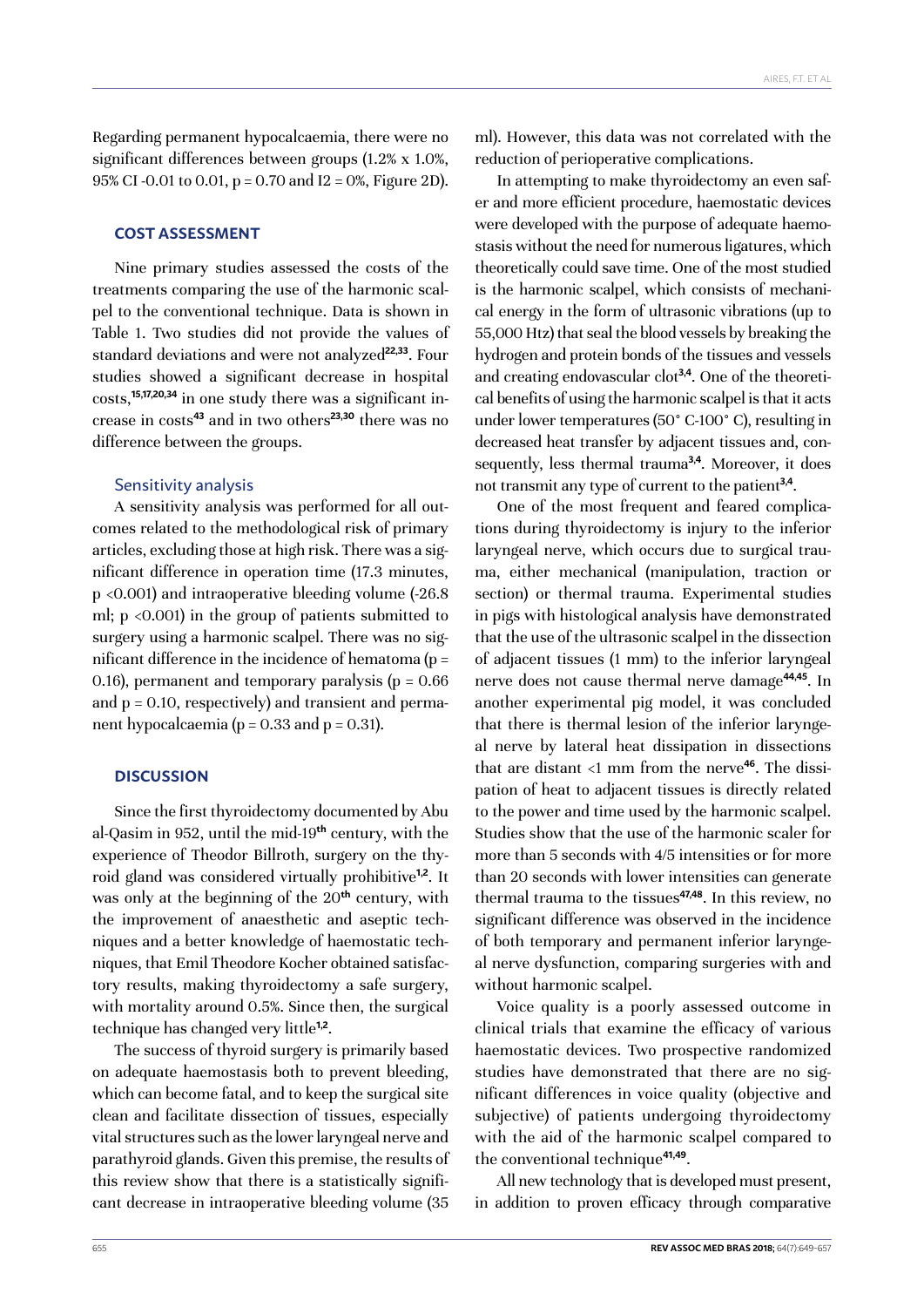Regarding permanent hypocalcaemia, there were no significant differences between groups (1.2% x 1.0%, 95% CI -0.01 to 0.01, $p = 0.70$ and $I^2 = 0\%$, Figure 2D).

### COST ASSESSMENT

Nine primary studies assessed the costs of the treatments comparing the use of the harmonic scalpel to the conventional technique. Data is shown in Table 1. Two studies did not provide the values of standard deviations and were not analyzed[22,33]. Four studies showed a significant decrease in hospital costs,[15,17,20,34] in one study there was a significant increase in costs[43] and in two others[23,30] there was no difference between the groups.

#### Sensitivity analysis

A sensitivity analysis was performed for all outcomes related to the methodological risk of primary articles, excluding those at high risk. There was a significant difference in operation time (17.3 minutes, $p < 0.001$) and intraoperative bleeding volume (-26.8 ml; $p < 0.001$) in the group of patients submitted to surgery using a harmonic scalpel. There was no significant difference in the incidence of hematoma ($p = 0.16$), permanent and temporary paralysis ($p = 0.66$ and $p = 0.10$, respectively) and transient and permanent hypocalcaemia ($p = 0.33$ and $p = 0.31$).

### DISCUSSION

Since the first thyroidectomy documented by Abu al-Qasim in 952, until the mid-19th century, with the experience of Theodor Billroth, surgery on the thyroid gland was considered virtually prohibitive[1,2]. It was only at the beginning of the 20th century, with the improvement of anaesthetic and aseptic techniques and a better knowledge of haemostatic techniques, that Emil Theodore Kocher obtained satisfactory results, making thyroidectomy a safe surgery, with mortality around 0.5%. Since then, the surgical technique has changed very little[1,2].

The success of thyroid surgery is primarily based on adequate haemostasis both to prevent bleeding, which can become fatal, and to keep the surgical site clean and facilitate dissection of tissues, especially vital structures such as the lower laryngeal nerve and parathyroid glands. Given this premise, the results of this review show that there is a statistically significant decrease in intraoperative bleeding volume (35 ml). However, this data was not correlated with the reduction of perioperative complications.

In attempting to make thyroidectomy an even safer and more efficient procedure, haemostatic devices were developed with the purpose of adequate haemostasis without the need for numerous ligatures, which theoretically could save time. One of the most studied is the harmonic scalpel, which consists of mechanical energy in the form of ultrasonic vibrations (up to 55,000 Htz) that seal the blood vessels by breaking the hydrogen and protein bonds of the tissues and vessels and creating endovascular clot[3,4]. One of the theoretical benefits of using the harmonic scalpel is that it acts under lower temperatures (50° C-100° C), resulting in decreased heat transfer by adjacent tissues and, consequently, less thermal trauma[3,4]. Moreover, it does not transmit any type of current to the patient[3,4].

One of the most frequent and feared complications during thyroidectomy is injury to the inferior laryngeal nerve, which occurs due to surgical trauma, either mechanical (manipulation, traction or section) or thermal trauma. Experimental studies in pigs with histological analysis have demonstrated that the use of the ultrasonic scalpel in the dissection of adjacent tissues (1 mm) to the inferior laryngeal nerve does not cause thermal nerve damage[44,45]. In another experimental pig model, it was concluded that there is thermal lesion of the inferior laryngeal nerve by lateral heat dissipation in dissections that are distant <1 mm from the nerve[46]. The dissipation of heat to adjacent tissues is directly related to the power and time used by the harmonic scalpel. Studies show that the use of the harmonic scaler for more than 5 seconds with 4/5 intensities or for more than 20 seconds with lower intensities can generate thermal trauma to the tissues[47,48]. In this review, no significant difference was observed in the incidence of both temporary and permanent inferior laryngeal nerve dysfunction, comparing surgeries with and without harmonic scalpel.

Voice quality is a poorly assessed outcome in clinical trials that examine the efficacy of various haemostatic devices. Two prospective randomized studies have demonstrated that there are no significant differences in voice quality (objective and subjective) of patients undergoing thyroidectomy with the aid of the harmonic scalpel compared to the conventional technique[41,49].

All new technology that is developed must present, in addition to proven efficacy through comparative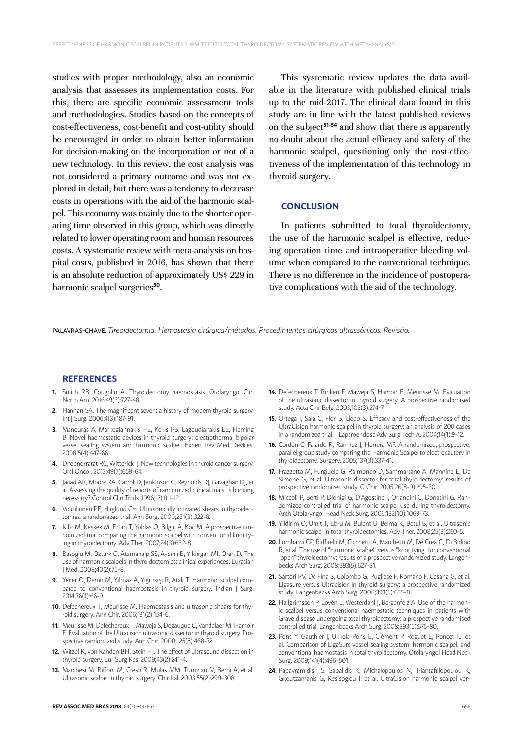studies with proper methodology, also an economic analysis that assesses its implementation costs. For this, there are specific economic assessment tools and methodologies. Studies based on the concepts of cost-effectiveness, cost-benefit and cost-utility should be encouraged in order to obtain better information for decision-making on the incorporation or not of a new technology. In this review, the cost analysis was not considered a primary outcome and was not explored in detail, but there was a tendency to decrease costs in operations with the aid of the harmonic scalpel. This economy was mainly due to the shorter operating time observed in this group, which was directly related to lower operating room and human resources costs. A systematic review with meta-analysis on hospital costs, published in 2016, has shown that there is an absolute reduction of approximately US$ 229 in harmonic scalpel surgeries[50].

This systematic review updates the data available in the literature with published clinical trials up to the mid-2017. The clinical data found in this study are in line with the latest published reviews on the subject[51-54] and show that there is apparently no doubt about the actual efficacy and safety of the harmonic scalpel, questioning only the cost-effectiveness of the implementation of this technology in thyroid surgery.

## CONCLUSION

In patients submitted to total thyroidectomy, the use of the harmonic scalpel is effective, reducing operation time and intraoperative bleeding volume when compared to the conventional technique. There is no difference in the incidence of postoperative complications with the aid of the technology.

PALAVRAS-CHAVE: *Tireoidectomia. Hemostasia cirúrgica/métodos. Procedimentos cirúrgicos ultrassônicos. Revisão.*

## REFERENCES

1. Smith RB, Coughlin A. Thyroidectomy haemostasis. Otolaryngol Clin North Am. 2016;49(3):727-48.
2. Hannan SA. The magnificent seven: a history of modern thyroid surgery. Int J Surg. 2006;4(3):187-91.
3. Manouras A, Markogiannakis HE, Kekis PB, Lagoudianakis EE, Fleming B. Novel haemostatic devices in thyroid surgery: electrothermal bipolar vessel sealing system and harmonic scalpel. Expert Rev Med Devices. 2008;5(4):447-66.
4. Dhepnorrarat RC, Witterick IJ. New technologies in thyroid cancer surgery. Oral Oncol. 2013;49(7):659-64.
5. Jadad AR, Moore RA, Carroll D, Jenkinson C, Reynolds DJ, Gavaghan DJ, et al. Assessing the quality of reports of randomized clinical trials: is blinding necessary? Control Clin Trials. 1996;17(1):1-12.
6. Voutilainen PE, Haglund CH. Ultrasonically activated shears in thyroidectomies: a randomized trial. Ann Surg. 2000;231(3):322-8.
7. Kilic M, Keskek M, Ertan T, Yoldas O, Bilgin A, Koc M. A prospective randomized trial comparing the harmonic scalpel with conventional knot tying in thyroidectomy. Adv Ther. 2007;24(3):632-8.
8. Basoglu M, Ozturk G, Atamanalp SS, Aydinli B, Yildirgan MI, Oren D. The use of harmonic scalpels in thyroidectomies: clinical experiences. Eurasian J Med. 2008;40(2):75-8.
9. Yener O, Demir M, Yılmaz A, Yıgıtbaşı R, Atak T. Harmonic scalpel compared to conventional haemostasis in thyroid surgery. Indian J Surg. 2014;76(1):66-9.
10. Defechereux T, Meurisse M. Haemostasis and ultrasonic shears for thyroid surgery. Ann Chir. 2006;131(2):154-6.
11. Meurisse M, Defechereux T, Maweja S, Degauque C, Vandelaer M, Hamoir E. Evaluation of the Ultracision ultrasonic dissector in thyroid surgery. Prospective randomized study. Ann Chir. 2000;125(5):468-72.
12. Witzel K, von Rahden BH, Stein HJ. The effect of ultrasound dissection in thyroid surgery. Eur Surg Res. 2009;43(2):241-4.
13. Marchesi M, Biffoni M, Cresti R, Mulas MM, Turriziani V, Berni A, et al. Ultrasonic scalpel in thyroid surgery. Chir Ital. 2003;55(2):299-308.
14. Defechereux T, Rinken F, Maweja S, Hamoir E, Meurisse M. Evaluation of the ultrasonic dissector in thyroid surgery. A prospective randomised study. Acta Chir Belg. 2003;103(3):274-7.
15. Ortega J, Sala C, Flor B, Lledo S. Efficacy and cost-effectiveness of the UltraCision harmonic scalpel in thyroid surgery: an analysis of 200 cases in a randomized trial. J Laparoendosc Adv Surg Tech A. 2004;14(1):9-12.
16. Cordón C, Fajardo R, Ramírez J, Herrera MF. A randomized, prospective, parallel group study comparing the Harmonic Scalpel to electrocautery in thyroidectomy. Surgery. 2005;137(3):337-41.
17. Frazzetta M, Furgiuele G, Raimondo D, Sammartano A, Mannino E, De Simone G, et al. Ultrasonic dissector for total thyroidectomy: results of prospective randomized study. G Chir. 2005;26(8-9):295-301.
18. Miccoli P, Berti P, Dionigi G, D'Agostino J, Orlandini C, Donatini G. Randomized controlled trial of harmonic scalpel use during thyroidectomy. Arch Otolaryngol Head Neck Surg. 2006;132(10):1069-73.
19. Yildirim O, Umit T, Ebru M, Bulent U, Belma K, Betul B, et al. Ultrasonic harmonic scalpel in total thyroidectomies. Adv Ther. 2008;25(3):260-5.
20. Lombardi CP, Raffaelli M, Cicchetti A, Marchetti M, De Crea C, Di Bidino R, et al. The use of "harmonic scalpel" versus "knot tying" for conventional "open" thyroidectomy: results of a prospective randomized study. Langenbecks Arch Surg. 2008;393(5):627-31.
21. Sartori PV, De Fina S, Colombo G, Pugliese F, Romano F, Cesana G, et al. Ligasure versus Ultracision in thyroid surgery: a prospective randomized study. Langenbecks Arch Surg. 2008;393(5):655-8.
22. Hallgrimsson P, Lovén L, Westerdahl J, Bergenfelz A. Use of the harmonic scalpel versus conventional haemostatic techniques in patients with Grave disease undergoing total thyroidectomy: a prospective randomised controlled trial. Langenbecks Arch Surg. 2008;393(5):675-80.
23. Pons Y, Gauthier J, Ukkola-Pons E, Clément P, Roguet E, Poncet JL, et al. Comparison of LigaSure vessel sealing system, harmonic scalpel, and conventional haemostasis in total thyroidectomy. Otolaryngol Head Neck Surg. 2009;141(4):496-501.
24. Papavramidis TS, Sapalidis K, Michalopoulos N, Triantafillopoulou K, Gkoutzamanis G, Kesisoglou I, et al. UltraCision harmonic scalpel ver-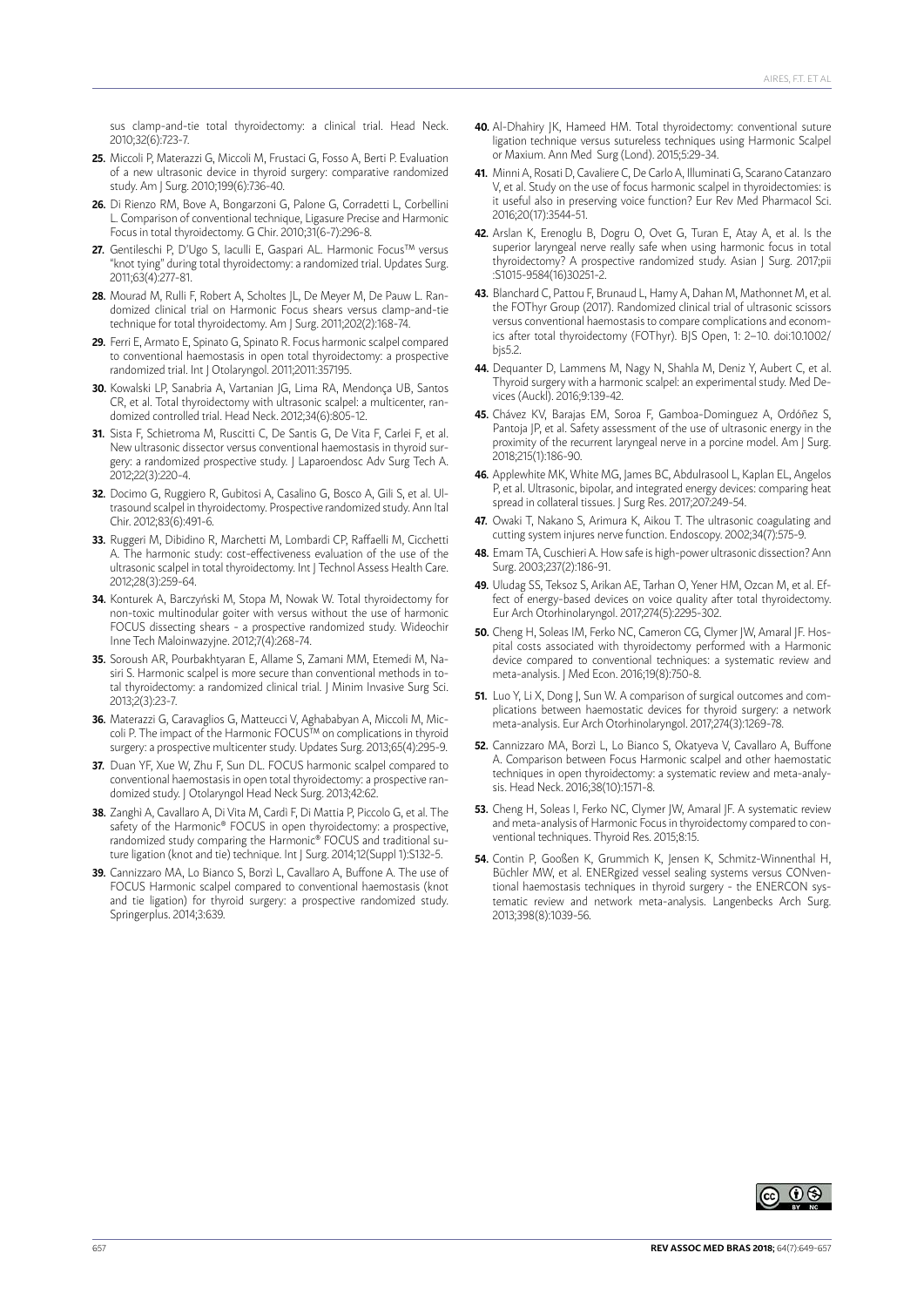sus clamp-and-tie total thyroidectomy: a clinical trial. Head Neck. 2010;32(6):723-7.

25. Miccoli P, Materazzi G, Miccoli M, Frustaci G, Fosso A, Berti P. Evaluation of a new ultrasonic device in thyroid surgery: comparative randomized study. Am J Surg. 2010;199(6):736-40.

26. Di Rienzo RM, Bove A, Bongarzoni G, Palone G, Corradetti L, Corbellini L. Comparison of conventional technique, Ligasure Precise and Harmonic Focus in total thyroidectomy. G Chir. 2010;31(6-7):296-8.

27. Gentileschi P, D'Ugo S, Iaculli E, Gaspari AL. Harmonic Focus™ versus "knot tying" during total thyroidectomy: a randomized trial. Updates Surg. 2011;63(4):277-81.

28. Mourad M, Rulli F, Robert A, Scholtes JL, De Meyer M, De Pauw L. Randomized clinical trial on Harmonic Focus shears versus clamp-and-tie technique for total thyroidectomy. Am J Surg. 2011;202(2):168-74.

29. Ferri E, Armato E, Spinato G, Spinato R. Focus harmonic scalpel compared to conventional haemostasis in open total thyroidectomy: a prospective randomized trial. Int J Otolaryngol. 2011;2011:357195.

30. Kowalski LP, Sanabria A, Vartanian JG, Lima RA, Mendonça UB, Santos CR, et al. Total thyroidectomy with ultrasonic scalpel: a multicenter, randomized controlled trial. Head Neck. 2012;34(6):805-12.

31. Sista F, Schietroma M, Ruscitti C, De Santis G, De Vita F, Carlei F, et al. New ultrasonic dissector versus conventional haemostasis in thyroid surgery: a randomized prospective study. J Laparoendosc Adv Surg Tech A. 2012;22(3):220-4.

32. Docimo G, Ruggiero R, Gubitosi A, Casalino G, Bosco A, Gili S, et al. Ultrasound scalpel in thyroidectomy. Prospective randomized study. Ann Ital Chir. 2012;83(6):491-6.

33. Ruggeri M, Dibidino R, Marchetti M, Lombardi CP, Raffaelli M, Cicchetti A. The harmonic study: cost-effectiveness evaluation of the use of the ultrasonic scalpel in total thyroidectomy. Int J Technol Assess Health Care. 2012;28(3):259-64.

34. Konturek A, Barczyński M, Stopa M, Nowak W. Total thyroidectomy for non-toxic multinodular goiter with versus without the use of harmonic FOCUS dissecting shears - a prospective randomized study. Wideochir Inne Tech Maloinwazyjne. 2012;7(4):268-74.

35. Soroush AR, Pourbakhtyaran E, Allame S, Zamani MM, Etemedi M, Nasiri S. Harmonic scalpel is more secure than conventional methods in total thyroidectomy: a randomized clinical trial. J Minim Invasive Surg Sci. 2013;2(3):23-7.

36. Materazzi G, Caravaglios G, Matteucci V, Aghababyan A, Miccoli M, Miccoli P. The impact of the Harmonic FOCUS™ on complications in thyroid surgery: a prospective multicenter study. Updates Surg. 2013;65(4):295-9.

37. Duan YF, Xue W, Zhu F, Sun DL. FOCUS harmonic scalpel compared to conventional haemostasis in open total thyroidectomy: a prospective randomized study. J Otolaryngol Head Neck Surg. 2013;42:62.

38. Zanghì A, Cavallaro A, Di Vita M, Cardì F, Di Mattia P, Piccolo G, et al. The safety of the Harmonic® FOCUS in open thyroidectomy: a prospective, randomized study comparing the Harmonic® FOCUS and traditional suture ligation (knot and tie) technique. Int J Surg. 2014;12(Suppl 1):S132-5.

39. Cannizzaro MA, Lo Bianco S, Borzì L, Cavallaro A, Buffone A. The use of FOCUS Harmonic scalpel compared to conventional haemostasis (knot and tie ligation) for thyroid surgery: a prospective randomized study. Springerplus. 2014;3:639.

40. Al-Dhahiry JK, Hameed HM. Total thyroidectomy: conventional suture ligation technique versus sutureless techniques using Harmonic Scalpel or Maxium. Ann Med Surg (Lond). 2015;5:29-34.

41. Minni A, Rosati D, Cavaliere C, De Carlo A, Illuminati G, Scarano Catanzaro V, et al. Study on the use of focus harmonic scalpel in thyroidectomies: is it useful also in preserving voice function? Eur Rev Med Pharmacol Sci. 2016;20(17):3544-51.

42. Arslan K, Erenoglu B, Dogru O, Ovet G, Turan E, Atay A, et al. Is the superior laryngeal nerve really safe when using harmonic focus in total thyroidectomy? A prospective randomized study. Asian J Surg. 2017;pii :S1015-9584(16)30251-2.

43. Blanchard C, Pattou F, Brunaud L, Hamy A, Dahan M, Mathonnet M, et al. the FOThyr Group (2017). Randomized clinical trial of ultrasonic scissors versus conventional haemostasis to compare complications and economics after total thyroidectomy (FOThyr). BJS Open, 1: 2–10. doi:10.1002/bjs5.2.

44. Dequanter D, Lammens M, Nagy N, Shahla M, Deniz Y, Aubert C, et al. Thyroid surgery with a harmonic scalpel: an experimental study. Med Devices (Auckl). 2016;9:139-42.

45. Chávez KV, Barajas EM, Soroa F, Gamboa-Dominguez A, Ordóñez S, Pantoja JP, et al. Safety assessment of the use of ultrasonic energy in the proximity of the recurrent laryngeal nerve in a porcine model. Am J Surg. 2018;215(1):186-90.

46. Applewhite MK, White MG, James BC, Abdulrasool L, Kaplan EL, Angelos P, et al. Ultrasonic, bipolar, and integrated energy devices: comparing heat spread in collateral tissues. J Surg Res. 2017;207:249-54.

47. Owaki T, Nakano S, Arimura K, Aikou T. The ultrasonic coagulating and cutting system injures nerve function. Endoscopy. 2002;34(7):575-9.

48. Emam TA, Cuschieri A. How safe is high-power ultrasonic dissection? Ann Surg. 2003;237(2):186-91.

49. Uludag SS, Teksoz S, Arikan AE, Tarhan O, Yener HM, Ozcan M, et al. Effect of energy-based devices on voice quality after total thyroidectomy. Eur Arch Otorhinolaryngol. 2017;274(5):2295-302.

50. Cheng H, Soleas IM, Ferko NC, Cameron CG, Clymer JW, Amaral JF. Hospital costs associated with thyroidectomy performed with a Harmonic device compared to conventional techniques: a systematic review and meta-analysis. J Med Econ. 2016;19(8):750-8.

51. Luo Y, Li X, Dong J, Sun W. A comparison of surgical outcomes and complications between haemostatic devices for thyroid surgery: a network meta-analysis. Eur Arch Otorhinolaryngol. 2017;274(3):1269-78.

52. Cannizzaro MA, Borzì L, Lo Bianco S, Okatyeva V, Cavallaro A, Buffone A. Comparison between Focus Harmonic scalpel and other haemostatic techniques in open thyroidectomy: a systematic review and meta-analysis. Head Neck. 2016;38(10):1571-8.

53. Cheng H, Soleas I, Ferko NC, Clymer JW, Amaral JF. A systematic review and meta-analysis of Harmonic Focus in thyroidectomy compared to conventional techniques. Thyroid Res. 2015;8:15.

54. Contin P, Goođen K, Grummich K, Jensen K, Schmitz-Winnenthal H, Büchler MW, et al. ENERgized vessel sealing systems versus CONVentional haemostasis techniques in thyroid surgery - the ENERCON systematic review and network meta-analysis. Langenbecks Arch Surg. 2013;398(8):1039-56.